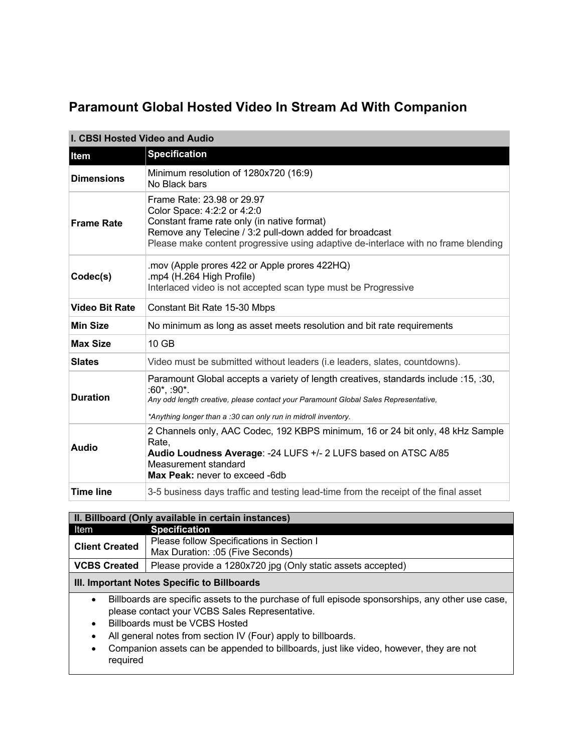# Paramount Global Hosted Video In Stream Ad With Companion

| I. CBSI Hosted Video and Audio | |
|---|---|
| **Item** | **Specification** |
| **Dimensions** | Minimum resolution of 1280x720 (16:9)<br>No Black bars |
| **Frame Rate** | Frame Rate: 23.98 or 29.97<br>Color Space: 4:2:2 or 4:2:0<br>Constant frame rate only (in native format)<br>Remove any Telecine / 3:2 pull-down added for broadcast<br>Please make content progressive using adaptive de-interlace with no frame blending |
| **Codec(s)** | .mov (Apple prores 422 or Apple prores 422HQ)<br>.mp4 (H.264 High Profile)<br>Interlaced video is not accepted scan type must be Progressive |
| **Video Bit Rate** | Constant Bit Rate 15-30 Mbps |
| **Min Size** | No minimum as long as asset meets resolution and bit rate requirements |
| **Max Size** | 10 GB |
| **Slates** | Video must be submitted without leaders (i.e leaders, slates, countdowns). |
| **Duration** | Paramount Global accepts a variety of length creatives, standards include :15, :30, :60*, :90*.<br>*Any odd length creative, please contact your Paramount Global Sales Representative,*<br>*\*Anything longer than a :30 can only run in midroll inventory.* |
| **Audio** | 2 Channels only, AAC Codec, 192 KBPS minimum, 16 or 24 bit only, 48 kHz Sample Rate,<br>**Audio Loudness Average**: -24 LUFS +/- 2 LUFS based on ATSC A/85 Measurement standard<br>**Max Peak:** never to exceed -6db |
| **Time line** | 3-5 business days traffic and testing lead-time from the receipt of the final asset |

| II. Billboard (Only available in certain instances) | |
|---|---|
| Item | **Specification** |
| **Client Created** | Please follow Specifications in Section I<br>Max Duration: :05 (Five Seconds) |
| **VCBS Created** | Please provide a 1280x720 jpg (Only static assets accepted) |

**III. Important Notes Specific to Billboards**

- Billboards are specific assets to the purchase of full episode sponsorships, any other use case, please contact your VCBS Sales Representative.
- Billboards must be VCBS Hosted
- All general notes from section IV (Four) apply to billboards.
- Companion assets can be appended to billboards, just like video, however, they are not required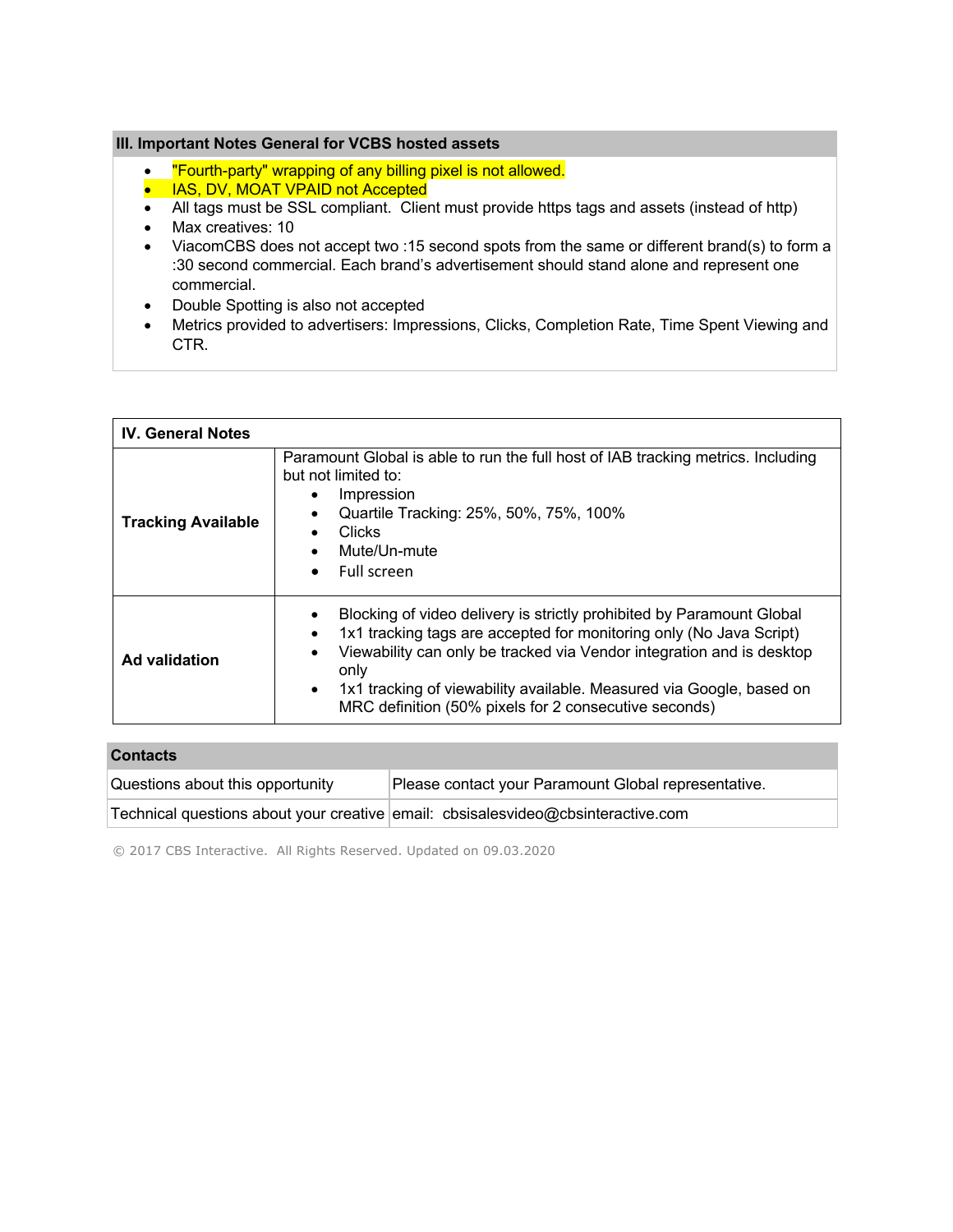## III. Important Notes General for VCBS hosted assets

- "Fourth-party" wrapping of any billing pixel is not allowed.
- IAS, DV, MOAT VPAID not Accepted
- All tags must be SSL compliant. Client must provide https tags and assets (instead of http)
- Max creatives: 10
- ViacomCBS does not accept two :15 second spots from the same or different brand(s) to form a :30 second commercial. Each brand's advertisement should stand alone and represent one commercial.
- Double Spotting is also not accepted
- Metrics provided to advertisers: Impressions, Clicks, Completion Rate, Time Spent Viewing and CTR.

| IV. General Notes | |
|---|---|
| **Tracking Available** | Paramount Global is able to run the full host of IAB tracking metrics. Including but not limited to:<br>• Impression<br>• Quartile Tracking: 25%, 50%, 75%, 100%<br>• Clicks<br>• Mute/Un-mute<br>• Full screen |
| **Ad validation** | • Blocking of video delivery is strictly prohibited by Paramount Global<br>• 1x1 tracking tags are accepted for monitoring only (No Java Script)<br>• Viewability can only be tracked via Vendor integration and is desktop only<br>• 1x1 tracking of viewability available. Measured via Google, based on MRC definition (50% pixels for 2 consecutive seconds) |

| Contacts | |
|---|---|
| Questions about this opportunity | Please contact your Paramount Global representative. |
| Technical questions about your creative | email: cbsisalesvideo@cbsinteractive.com |

© 2017 CBS Interactive. All Rights Reserved. Updated on 09.03.2020